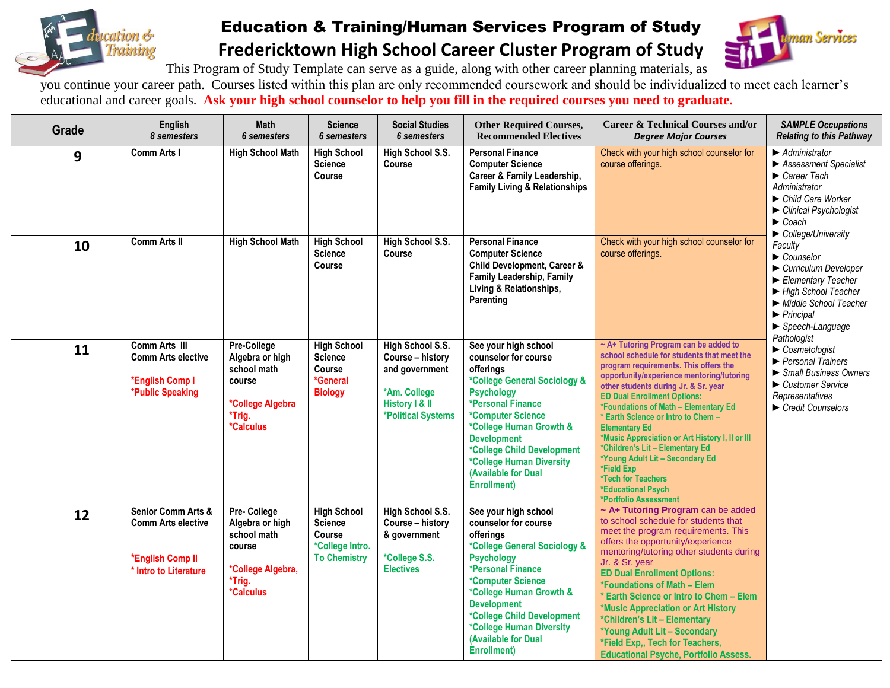# Education & Training/Human Services Program of Study

## Fredericktown High School Career Cluster Program of Study

This Program of Study Template can serve as a guide, along with other career planning materials, as you continue your career path. Courses listed within this plan are only recommended coursework and should be individualized to meet each learner's educational and career goals. **Ask your high school counselor to help you fill in the required courses you need to graduate.**

| Grade | English *8 semesters* | Math *6 semesters* | Science *6 semesters* | Social Studies *6 semesters* | Other Required Courses, Recommended Electives | Career & Technical Courses and/or *Degree Major Courses* | *SAMPLE Occupations Relating to this Pathway* |
|---|---|---|---|---|---|---|---|
| 9 | Comm Arts I | High School Math | High School Science Course | High School S.S. Course | Personal Finance<br>Computer Science<br>Career & Family Leadership, Family Living & Relationships | Check with your high school counselor for course offerings. | ► *Administrator*<br>► *Assessment Specialist*<br>► *Career Tech Administrator*<br>► *Child Care Worker*<br>► *Clinical Psychologist*<br>► *Coach*<br>► *College/University Faculty*<br>► *Counselor*<br>► *Curriculum Developer*<br>► *Elementary Teacher*<br>► *High School Teacher*<br>► *Middle School Teacher*<br>► *Principal*<br>► *Speech-Language Pathologist*<br>► *Cosmetologist*<br>► *Personal Trainers*<br>► *Small Business Owners*<br>► *Customer Service Representatives*<br>► *Credit Counselors* |
| 10 | Comm Arts II | High School Math | High School Science Course | High School S.S. Course | Personal Finance<br>Computer Science<br>Child Development, Career & Family Leadership, Family Living & Relationships, Parenting | Check with your high school counselor for course offerings. | |
| 11 | Comm Arts III<br>Comm Arts elective<br><br>*English Comp I<br>*Public Speaking | Pre-College Algebra or high school math course<br><br>*College Algebra<br>*Trig.<br>*Calculus | High School Science Course<br>*General Biology | High School S.S. Course – history and government<br><br>*Am. College History I & II<br>*Political Systems | See your high school counselor for course offerings<br>*College General Sociology & Psychology<br>*Personal Finance<br>*Computer Science<br>*College Human Growth & Development<br>*College Child Development<br>*College Human Diversity (Available for Dual Enrollment) | ~ A+ Tutoring Program can be added to school schedule for students that meet the program requirements. This offers the opportunity/experience mentoring/tutoring other students during Jr. & Sr. year<br>ED Dual Enrollment Options:<br>*Foundations of Math – Elementary Ed<br>* Earth Science or Intro to Chem – Elementary Ed<br>*Music Appreciation or Art History I, II or III<br>*Children's Lit – Elementary Ed<br>*Young Adult Lit – Secondary Ed<br>*Field Exp<br>*Tech for Teachers<br>*Educational Psych<br>*Portfolio Assessment | |
| 12 | Senior Comm Arts & Comm Arts elective<br><br>*English Comp II<br>* Intro to Literature | Pre- College Algebra or high school math course<br><br>*College Algebra,<br>*Trig.<br>*Calculus | High School Science Course<br>*College Intro. To Chemistry | High School S.S. Course – history & government<br><br>*College S.S. Electives | See your high school counselor for course offerings<br>*College General Sociology & Psychology<br>*Personal Finance<br>*Computer Science<br>*College Human Growth & Development<br>*College Child Development<br>*College Human Diversity (Available for Dual Enrollment) | **~ A+ Tutoring Program** can be added to school schedule for students that meet the program requirements. This offers the opportunity/experience mentoring/tutoring other students during Jr. & Sr. year<br>ED Dual Enrollment Options:<br>*Foundations of Math – Elem<br>* Earth Science or Intro to Chem – Elem<br>*Music Appreciation or Art History<br>*Children's Lit – Elementary<br>*Young Adult Lit – Secondary<br>*Field Exp,, Tech for Teachers, Educational Psyche, Portfolio Assess. | |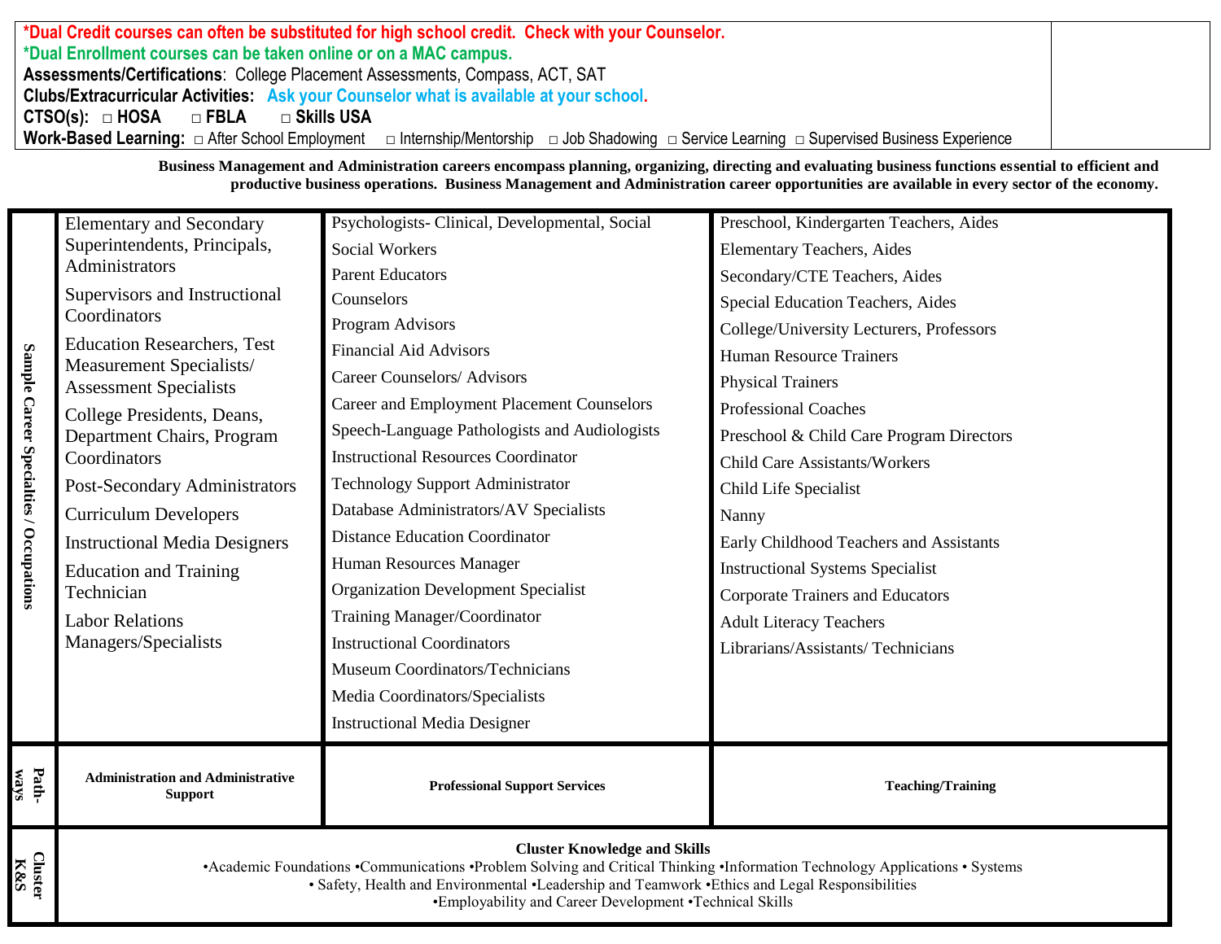*Dual Credit courses can often be substituted for high school credit. Check with your Counselor.
*Dual Enrollment courses can be taken online or on a MAC campus.
**Assessments/Certifications**: College Placement Assessments, Compass, ACT, SAT
**Clubs/Extracurricular Activities:** Ask your Counselor what is available at your school.
**CTSO(s):** □ **HOSA** □ **FBLA** □ **Skills USA**
**Work-Based Learning:** □ After School Employment □ Internship/Mentorship □ Job Shadowing □ Service Learning □ Supervised Business Experience

**Business Management and Administration careers encompass planning, organizing, directing and evaluating business functions essential to efficient and productive business operations. Business Management and Administration career opportunities are available in every sector of the economy.**

| | | | |
|---|---|---|---|
| **Sample Career Specialties / Occupations** | Elementary and Secondary Superintendents, Principals, Administrators<br>Supervisors and Instructional Coordinators<br>Education Researchers, Test Measurement Specialists/ Assessment Specialists<br>College Presidents, Deans, Department Chairs, Program Coordinators<br>Post-Secondary Administrators<br>Curriculum Developers<br>Instructional Media Designers<br>Education and Training Technician<br>Labor Relations Managers/Specialists | Psychologists- Clinical, Developmental, Social<br>Social Workers<br>Parent Educators<br>Counselors<br>Program Advisors<br>Financial Aid Advisors<br>Career Counselors/ Advisors<br>Career and Employment Placement Counselors<br>Speech-Language Pathologists and Audiologists<br>Instructional Resources Coordinator<br>Technology Support Administrator<br>Database Administrators/AV Specialists<br>Distance Education Coordinator<br>Human Resources Manager<br>Organization Development Specialist<br>Training Manager/Coordinator<br>Instructional Coordinators<br>Museum Coordinators/Technicians<br>Media Coordinators/Specialists<br>Instructional Media Designer | Preschool, Kindergarten Teachers, Aides<br>Elementary Teachers, Aides<br>Secondary/CTE Teachers, Aides<br>Special Education Teachers, Aides<br>College/University Lecturers, Professors<br>Human Resource Trainers<br>Physical Trainers<br>Professional Coaches<br>Preschool & Child Care Program Directors<br>Child Care Assistants/Workers<br>Child Life Specialist<br>Nanny<br>Early Childhood Teachers and Assistants<br>Instructional Systems Specialist<br>Corporate Trainers and Educators<br>Adult Literacy Teachers<br>Librarians/Assistants/ Technicians |
| **Path-ways** | **Administration and Administrative Support** | **Professional Support Services** | **Teaching/Training** |
| **Cluster K&S** | **Cluster Knowledge and Skills**<br>•Academic Foundations •Communications •Problem Solving and Critical Thinking •Information Technology Applications • Systems • Safety, Health and Environmental •Leadership and Teamwork •Ethics and Legal Responsibilities •Employability and Career Development •Technical Skills | | |